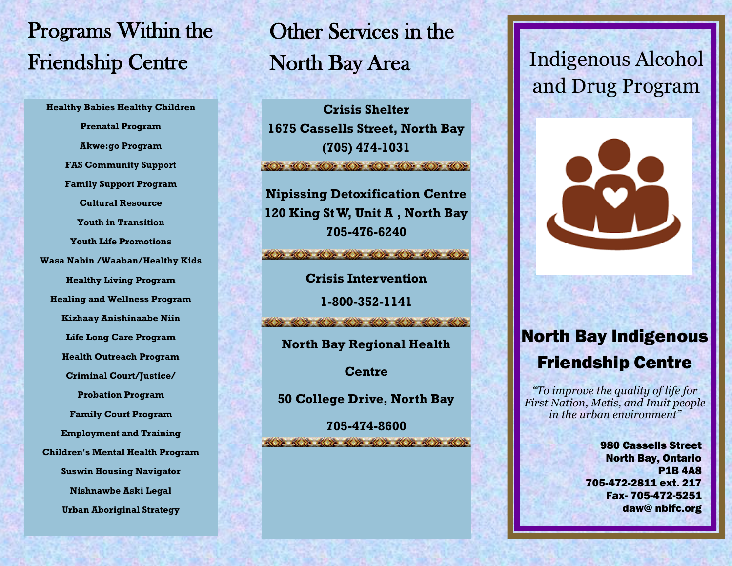## Programs Within the Friendship Centre

**Healthy Babies Healthy Children**

**Prenatal Program**

**Akwe:go Program**

**FAS Community Support**

**Family Support Program**

**Cultural Resource**

**Youth in Transition**

**Youth Life Promotions**

**Wasa Nabin /Waaban/Healthy Kids**

**Healthy Living Program**

**Healing and Wellness Program**

**Kizhaay Anishinaabe Niin**

**Life Long Care Program**

**Health Outreach Program**

**Criminal Court/Justice/**
**Probation Program**

**Family Court Program**

**Employment and Training**

**Children's Mental Health Program**

**Suswin Housing Navigator**

**Nishnawbe Aski Legal**

**Urban Aboriginal Strategy**

## Other Services in the North Bay Area

**Crisis Shelter**
**1675 Cassells Street, North Bay**
**(705) 474-1031**

**Nipissing Detoxification Centre**
**120 King St W, Unit A , North Bay**
**705-476-6240**

**Crisis Intervention**
**1-800-352-1141**

**North Bay Regional Health Centre**
**50 College Drive, North Bay**
**705-474-8600**

# Indigenous Alcohol and Drug Program

## North Bay Indigenous Friendship Centre

*"To improve the quality of life for First Nation, Metis, and Inuit people in the urban environment"*

**980 Cassells Street**
**North Bay, Ontario**
**P1B 4A8**
**705-472-2811 ext. 217**
**Fax- 705-472-5251**
**daw@ nbifc.org**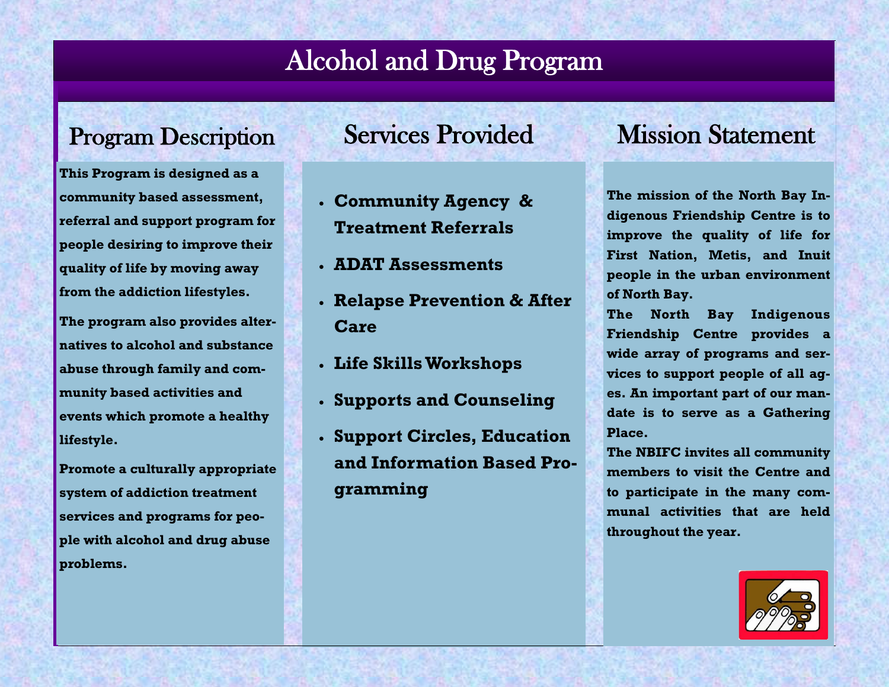# Alcohol and Drug Program

## Program Description

**This Program is designed as a community based assessment, referral and support program for people desiring to improve their quality of life by moving away from the addiction lifestyles.**

**The program also provides alternatives to alcohol and substance abuse through family and community based activities and events which promote a healthy lifestyle.**

**Promote a culturally appropriate system of addiction treatment services and programs for people with alcohol and drug abuse problems.**

## Services Provided

- **Community Agency & Treatment Referrals**
- **ADAT Assessments**
- **Relapse Prevention & After Care**
- **Life Skills Workshops**
- **Supports and Counseling**
- **Support Circles, Education and Information Based Programming**

## Mission Statement

**The mission of the North Bay Indigenous Friendship Centre is to improve the quality of life for First Nation, Metis, and Inuit people in the urban environment of North Bay.**

**The North Bay Indigenous Friendship Centre provides a wide array of programs and services to support people of all ages. An important part of our mandate is to serve as a Gathering Place.**

**The NBIFC invites all community members to visit the Centre and to participate in the many communal activities that are held throughout the year.**